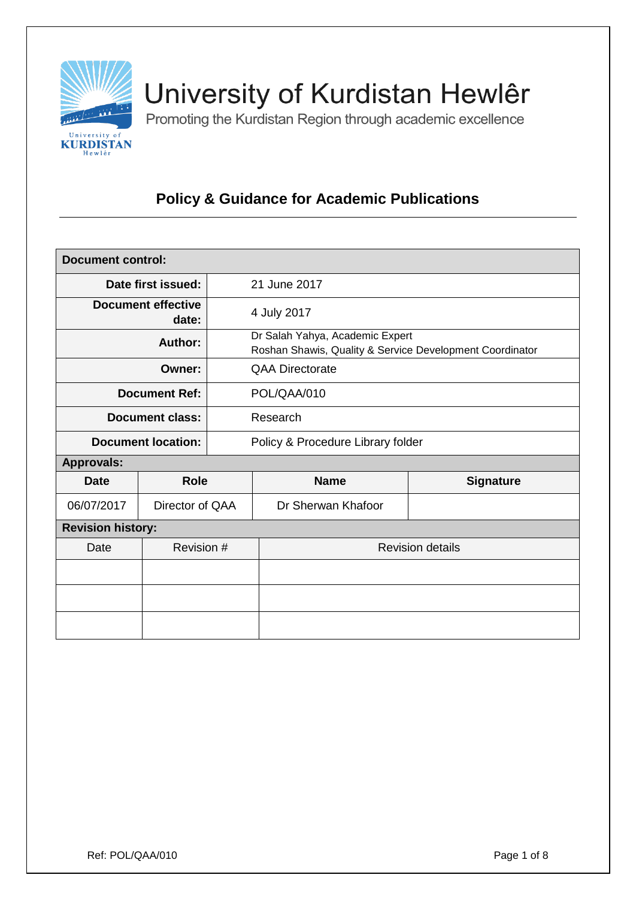# University of Kurdistan Hewlêr

Promoting the Kurdistan Region through academic excellence

## Policy & Guidance for Academic Publications

| **Document control:** | |
|---|---|
| **Date first issued:** | 21 June 2017 |
| **Document effective date:** | 4 July 2017 |
| **Author:** | Dr Salah Yahya, Academic Expert<br>Roshan Shawis, Quality & Service Development Coordinator |
| **Owner:** | QAA Directorate |
| **Document Ref:** | POL/QAA/010 |
| **Document class:** | Research |
| **Document location:** | Policy & Procedure Library folder |

**Approvals:**

| **Date** | **Role** | **Name** | **Signature** |
|---|---|---|---|
| 06/07/2017 | Director of QAA | Dr Sherwan Khafoor | |

**Revision history:**

| Date | Revision # | Revision details |
|---|---|---|
| | | |
| | | |
| | | |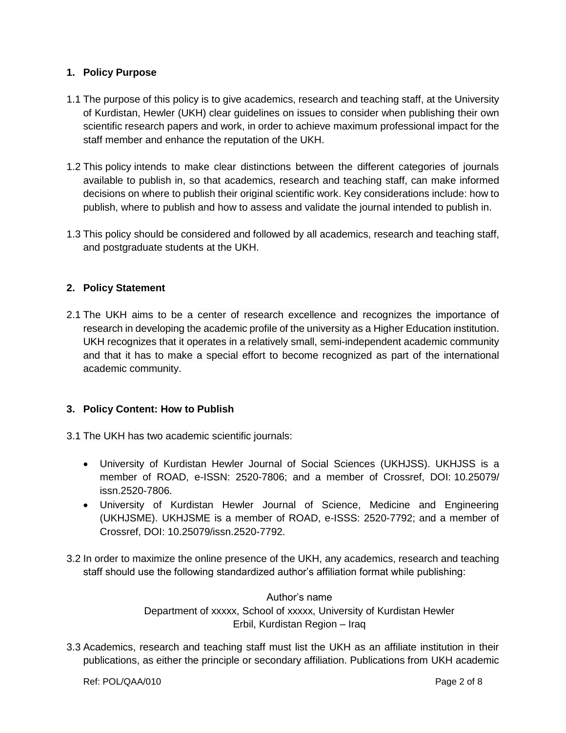## 1. Policy Purpose

1.1 The purpose of this policy is to give academics, research and teaching staff, at the University of Kurdistan, Hewler (UKH) clear guidelines on issues to consider when publishing their own scientific research papers and work, in order to achieve maximum professional impact for the staff member and enhance the reputation of the UKH.

1.2 This policy intends to make clear distinctions between the different categories of journals available to publish in, so that academics, research and teaching staff, can make informed decisions on where to publish their original scientific work. Key considerations include: how to publish, where to publish and how to assess and validate the journal intended to publish in.

1.3 This policy should be considered and followed by all academics, research and teaching staff, and postgraduate students at the UKH.

## 2. Policy Statement

2.1 The UKH aims to be a center of research excellence and recognizes the importance of research in developing the academic profile of the university as a Higher Education institution. UKH recognizes that it operates in a relatively small, semi-independent academic community and that it has to make a special effort to become recognized as part of the international academic community.

## 3. Policy Content: How to Publish

3.1 The UKH has two academic scientific journals:

- University of Kurdistan Hewler Journal of Social Sciences (UKHJSS). UKHJSS is a member of ROAD, e-ISSN: 2520-7806; and a member of Crossref, DOI: 10.25079/issn.2520-7806.
- University of Kurdistan Hewler Journal of Science, Medicine and Engineering (UKHJSME). UKHJSME is a member of ROAD, e-ISSS: 2520-7792; and a member of Crossref, DOI: 10.25079/issn.2520-7792.

3.2 In order to maximize the online presence of the UKH, any academics, research and teaching staff should use the following standardized author's affiliation format while publishing:

Author's name
Department of xxxxx, School of xxxxx, University of Kurdistan Hewler
Erbil, Kurdistan Region – Iraq

3.3 Academics, research and teaching staff must list the UKH as an affiliate institution in their publications, as either the principle or secondary affiliation. Publications from UKH academic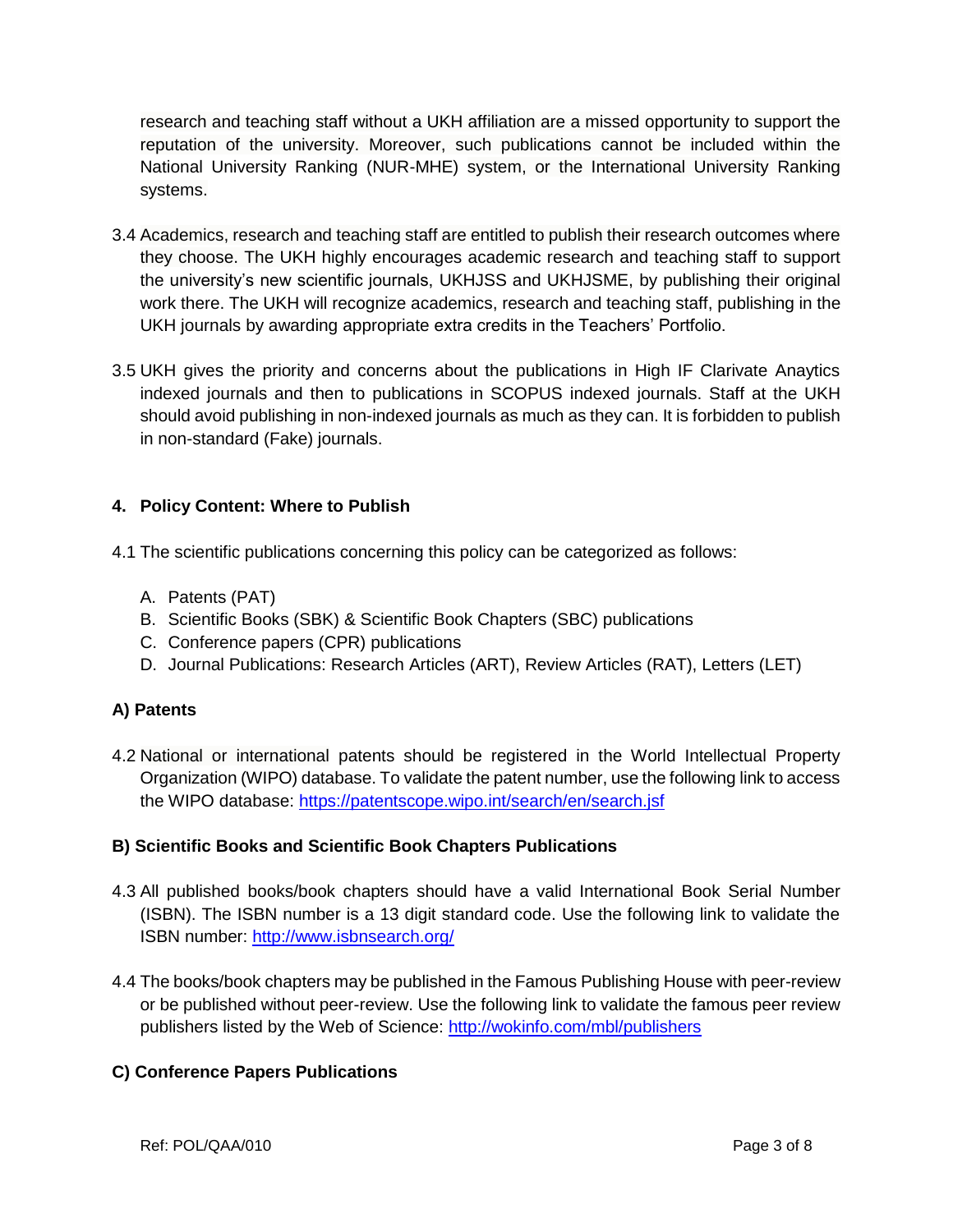research and teaching staff without a UKH affiliation are a missed opportunity to support the reputation of the university. Moreover, such publications cannot be included within the National University Ranking (NUR-MHE) system, or the International University Ranking systems.

3.4 Academics, research and teaching staff are entitled to publish their research outcomes where they choose. The UKH highly encourages academic research and teaching staff to support the university's new scientific journals, UKHJSS and UKHJSME, by publishing their original work there. The UKH will recognize academics, research and teaching staff, publishing in the UKH journals by awarding appropriate extra credits in the Teachers' Portfolio.

3.5 UKH gives the priority and concerns about the publications in High IF Clarivate Anaytics indexed journals and then to publications in SCOPUS indexed journals. Staff at the UKH should avoid publishing in non-indexed journals as much as they can. It is forbidden to publish in non-standard (Fake) journals.

## 4. Policy Content: Where to Publish

4.1 The scientific publications concerning this policy can be categorized as follows:

A. Patents (PAT)
B. Scientific Books (SBK) & Scientific Book Chapters (SBC) publications
C. Conference papers (CPR) publications
D. Journal Publications: Research Articles (ART), Review Articles (RAT), Letters (LET)

### A) Patents

4.2 National or international patents should be registered in the World Intellectual Property Organization (WIPO) database. To validate the patent number, use the following link to access the WIPO database: https://patentscope.wipo.int/search/en/search.jsf

### B) Scientific Books and Scientific Book Chapters Publications

4.3 All published books/book chapters should have a valid International Book Serial Number (ISBN). The ISBN number is a 13 digit standard code. Use the following link to validate the ISBN number: http://www.isbnsearch.org/

4.4 The books/book chapters may be published in the Famous Publishing House with peer-review or be published without peer-review. Use the following link to validate the famous peer review publishers listed by the Web of Science: http://wokinfo.com/mbl/publishers

### C) Conference Papers Publications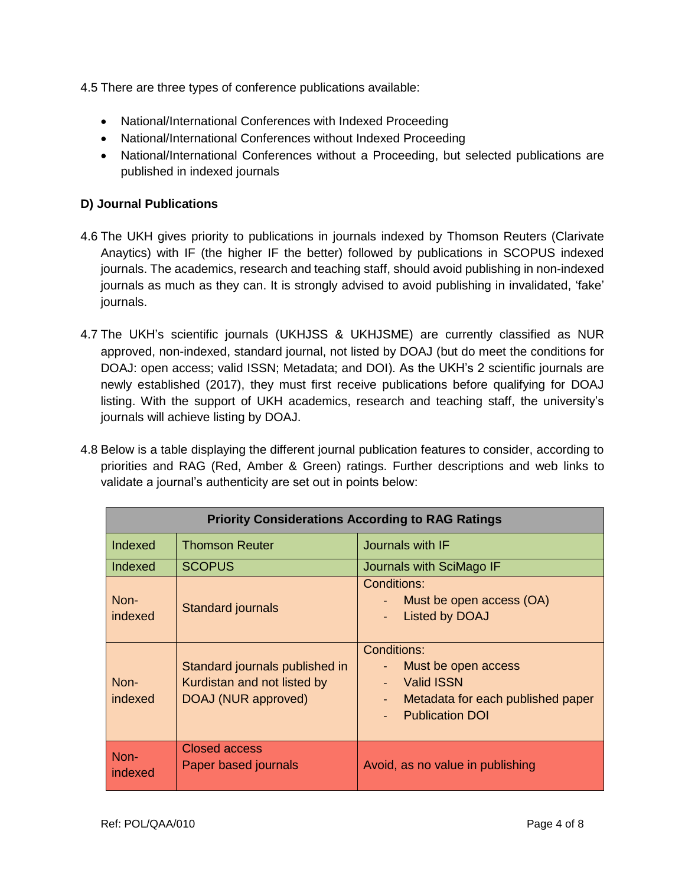4.5 There are three types of conference publications available:

- National/International Conferences with Indexed Proceeding
- National/International Conferences without Indexed Proceeding
- National/International Conferences without a Proceeding, but selected publications are published in indexed journals

**D) Journal Publications**

4.6 The UKH gives priority to publications in journals indexed by Thomson Reuters (Clarivate Anaytics) with IF (the higher IF the better) followed by publications in SCOPUS indexed journals. The academics, research and teaching staff, should avoid publishing in non-indexed journals as much as they can. It is strongly advised to avoid publishing in invalidated, 'fake' journals.

4.7 The UKH's scientific journals (UKHJSS & UKHJSME) are currently classified as NUR approved, non-indexed, standard journal, not listed by DOAJ (but do meet the conditions for DOAJ: open access; valid ISSN; Metadata; and DOI). As the UKH's 2 scientific journals are newly established (2017), they must first receive publications before qualifying for DOAJ listing. With the support of UKH academics, research and teaching staff, the university's journals will achieve listing by DOAJ.

4.8 Below is a table displaying the different journal publication features to consider, according to priorities and RAG (Red, Amber & Green) ratings. Further descriptions and web links to validate a journal's authenticity are set out in points below:

| Priority Considerations According to RAG Ratings | | |
|---|---|---|
| Indexed | Thomson Reuter | Journals with IF |
| Indexed | SCOPUS | Journals with SciMago IF |
| Non-indexed | Standard journals | Conditions:<br>- Must be open access (OA)<br>- Listed by DOAJ |
| Non-indexed | Standard journals published in Kurdistan and not listed by DOAJ (NUR approved) | Conditions:<br>- Must be open access<br>- Valid ISSN<br>- Metadata for each published paper<br>- Publication DOI |
| Non-indexed | Closed access<br>Paper based journals | Avoid, as no value in publishing |

Ref: POL/QAA/010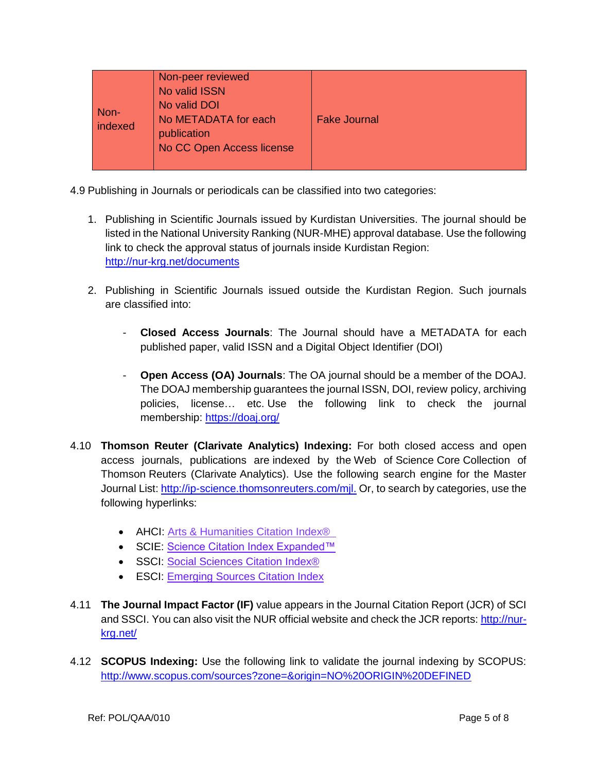| Non-indexed | Non-peer reviewed<br>No valid ISSN<br>No valid DOI<br>No METADATA for each publication<br>No CC Open Access license | Fake Journal |
|---|---|---|

4.9 Publishing in Journals or periodicals can be classified into two categories:

1. Publishing in Scientific Journals issued by Kurdistan Universities. The journal should be listed in the National University Ranking (NUR-MHE) approval database. Use the following link to check the approval status of journals inside Kurdistan Region: http://nur-krg.net/documents

2. Publishing in Scientific Journals issued outside the Kurdistan Region. Such journals are classified into:

   - **Closed Access Journals**: The Journal should have a METADATA for each published paper, valid ISSN and a Digital Object Identifier (DOI)

   - **Open Access (OA) Journals**: The OA journal should be a member of the DOAJ. The DOAJ membership guarantees the journal ISSN, DOI, review policy, archiving policies, license… etc. Use the following link to check the journal membership: https://doaj.org/

4.10 **Thomson Reuter (Clarivate Analytics) Indexing:** For both closed access and open access journals, publications are indexed by the Web of Science Core Collection of Thomson Reuters (Clarivate Analytics). Use the following search engine for the Master Journal List: http://ip-science.thomsonreuters.com/mjl. Or, to search by categories, use the following hyperlinks:

- AHCI: Arts & Humanities Citation Index®
- SCIE: Science Citation Index Expanded™
- SSCI: Social Sciences Citation Index®
- ESCI: Emerging Sources Citation Index

4.11 **The Journal Impact Factor (IF)** value appears in the Journal Citation Report (JCR) of SCI and SSCI. You can also visit the NUR official website and check the JCR reports: http://nur-krg.net/

4.12 **SCOPUS Indexing:** Use the following link to validate the journal indexing by SCOPUS: http://www.scopus.com/sources?zone=&origin=NO%20ORIGIN%20DEFINED

Ref: POL/QAA/010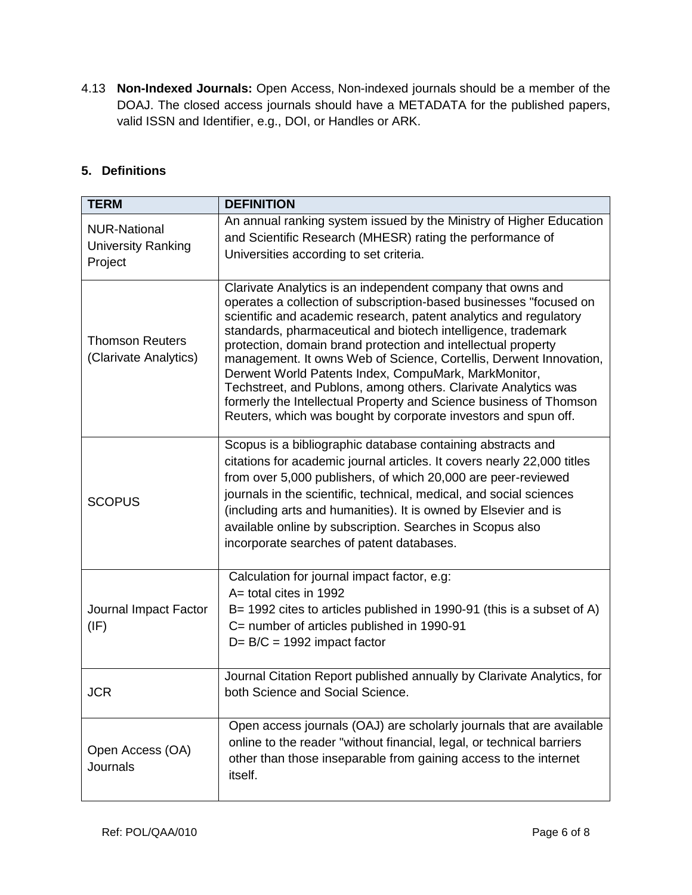4.13 **Non-Indexed Journals:** Open Access, Non-indexed journals should be a member of the DOAJ. The closed access journals should have a METADATA for the published papers, valid ISSN and Identifier, e.g., DOI, or Handles or ARK.

## 5. Definitions

| TERM | DEFINITION |
| --- | --- |
| NUR-National University Ranking Project | An annual ranking system issued by the Ministry of Higher Education and Scientific Research (MHESR) rating the performance of Universities according to set criteria. |
| Thomson Reuters (Clarivate Analytics) | Clarivate Analytics is an independent company that owns and operates a collection of subscription-based businesses "focused on scientific and academic research, patent analytics and regulatory standards, pharmaceutical and biotech intelligence, trademark protection, domain brand protection and intellectual property management. It owns Web of Science, Cortellis, Derwent Innovation, Derwent World Patents Index, CompuMark, MarkMonitor, Techstreet, and Publons, among others. Clarivate Analytics was formerly the Intellectual Property and Science business of Thomson Reuters, which was bought by corporate investors and spun off. |
| SCOPUS | Scopus is a bibliographic database containing abstracts and citations for academic journal articles. It covers nearly 22,000 titles from over 5,000 publishers, of which 20,000 are peer-reviewed journals in the scientific, technical, medical, and social sciences (including arts and humanities). It is owned by Elsevier and is available online by subscription. Searches in Scopus also incorporate searches of patent databases. |
| Journal Impact Factor (IF) | Calculation for journal impact factor, e.g:<br>A= total cites in 1992<br>B= 1992 cites to articles published in 1990-91 (this is a subset of A)<br>C= number of articles published in 1990-91<br>$D= B/C$ = 1992 impact factor |
| JCR | Journal Citation Report published annually by Clarivate Analytics, for both Science and Social Science. |
| Open Access (OA) Journals | Open access journals (OAJ) are scholarly journals that are available online to the reader "without financial, legal, or technical barriers other than those inseparable from gaining access to the internet itself. |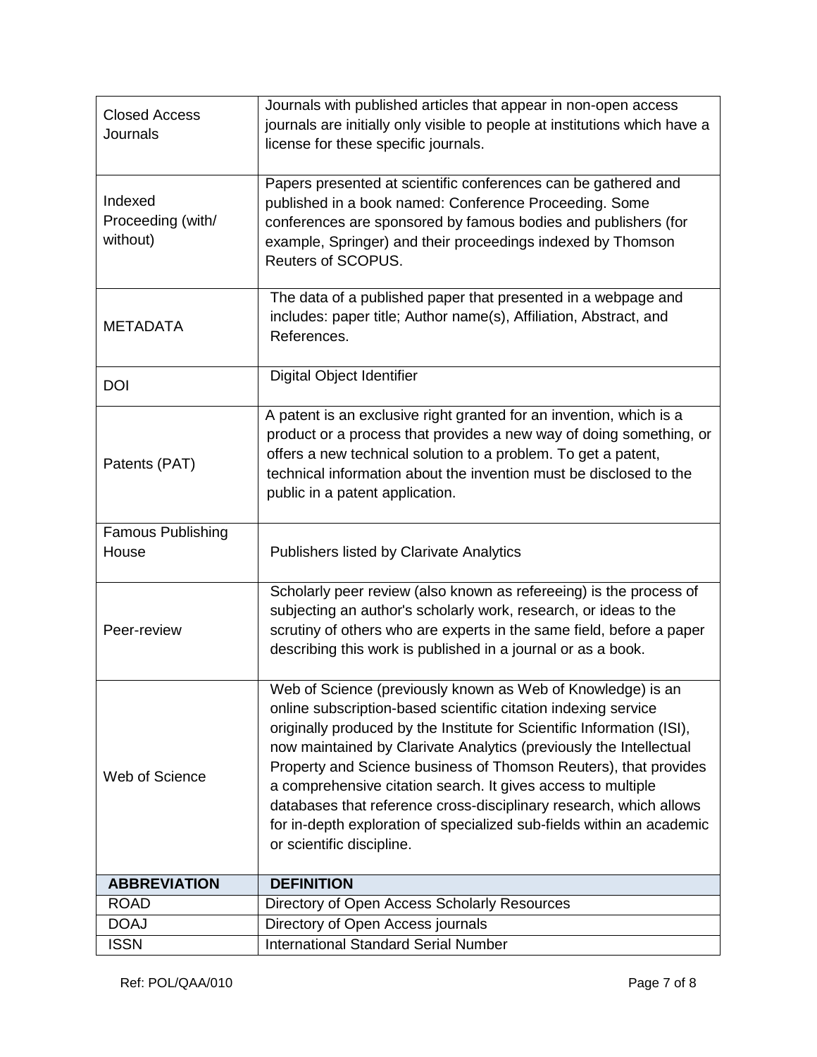| | |
|---|---|
| Closed Access Journals | Journals with published articles that appear in non-open access journals are initially only visible to people at institutions which have a license for these specific journals. |
| Indexed Proceeding (with/ without) | Papers presented at scientific conferences can be gathered and published in a book named: Conference Proceeding. Some conferences are sponsored by famous bodies and publishers (for example, Springer) and their proceedings indexed by Thomson Reuters of SCOPUS. |
| METADATA | The data of a published paper that presented in a webpage and includes: paper title; Author name(s), Affiliation, Abstract, and References. |
| DOI | Digital Object Identifier |
| Patents (PAT) | A patent is an exclusive right granted for an invention, which is a product or a process that provides a new way of doing something, or offers a new technical solution to a problem. To get a patent, technical information about the invention must be disclosed to the public in a patent application. |
| Famous Publishing House | Publishers listed by Clarivate Analytics |
| Peer-review | Scholarly peer review (also known as refereeing) is the process of subjecting an author's scholarly work, research, or ideas to the scrutiny of others who are experts in the same field, before a paper describing this work is published in a journal or as a book. |
| Web of Science | Web of Science (previously known as Web of Knowledge) is an online subscription-based scientific citation indexing service originally produced by the Institute for Scientific Information (ISI), now maintained by Clarivate Analytics (previously the Intellectual Property and Science business of Thomson Reuters), that provides a comprehensive citation search. It gives access to multiple databases that reference cross-disciplinary research, which allows for in-depth exploration of specialized sub-fields within an academic or scientific discipline. |

| **ABBREVIATION** | **DEFINITION** |
|---|---|
| ROAD | Directory of Open Access Scholarly Resources |
| DOAJ | Directory of Open Access journals |
| ISSN | International Standard Serial Number |

Ref: POL/QAA/010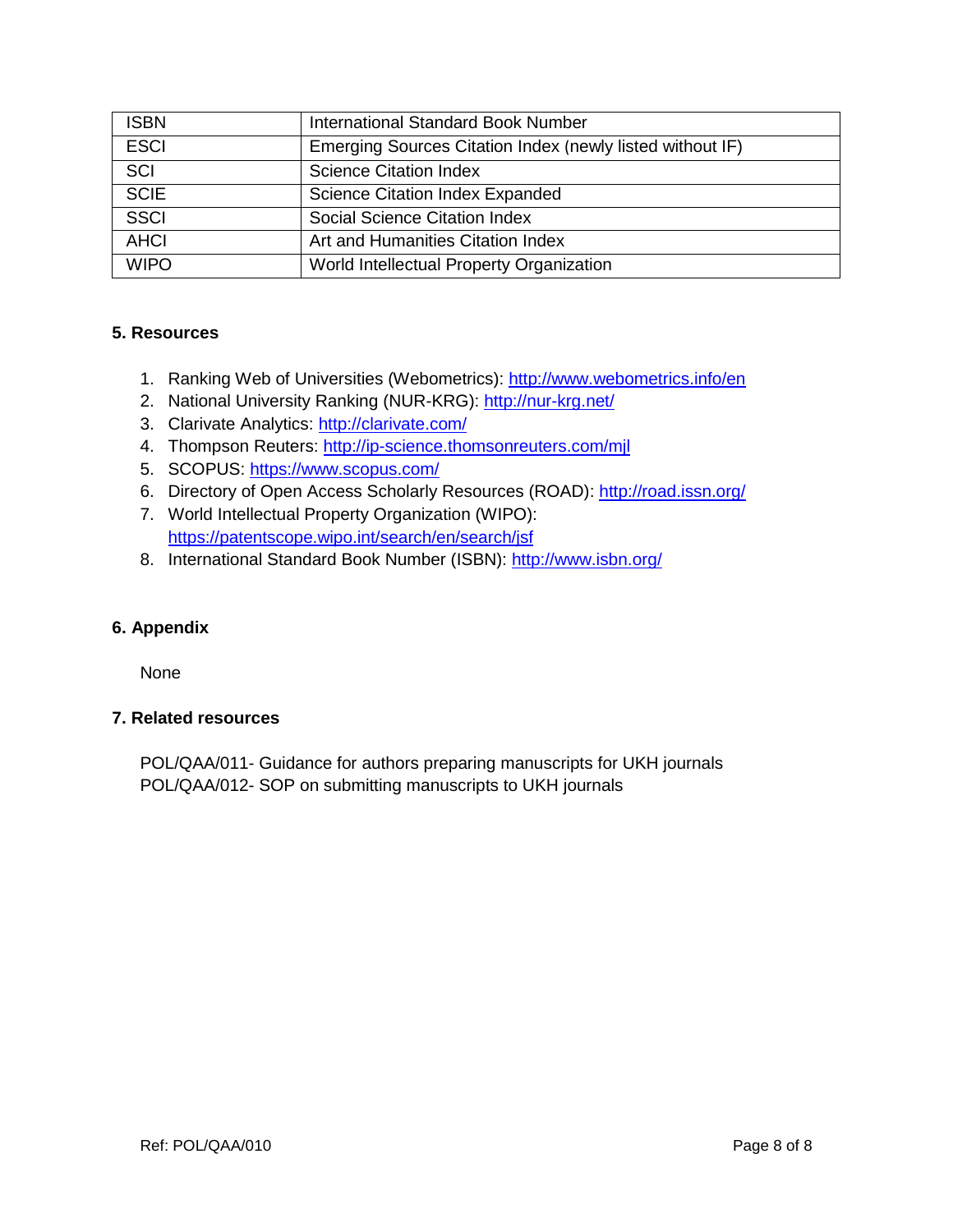| | |
|---|---|
| ISBN | International Standard Book Number |
| ESCI | Emerging Sources Citation Index (newly listed without IF) |
| SCI | Science Citation Index |
| SCIE | Science Citation Index Expanded |
| SSCI | Social Science Citation Index |
| AHCI | Art and Humanities Citation Index |
| WIPO | World Intellectual Property Organization |

## 5. Resources

1. Ranking Web of Universities (Webometrics): http://www.webometrics.info/en
2. National University Ranking (NUR-KRG): http://nur-krg.net/
3. Clarivate Analytics: http://clarivate.com/
4. Thompson Reuters: http://ip-science.thomsonreuters.com/mjl
5. SCOPUS: https://www.scopus.com/
6. Directory of Open Access Scholarly Resources (ROAD): http://road.issn.org/
7. World Intellectual Property Organization (WIPO): https://patentscope.wipo.int/search/en/search/jsf
8. International Standard Book Number (ISBN): http://www.isbn.org/

## 6. Appendix

None

## 7. Related resources

POL/QAA/011- Guidance for authors preparing manuscripts for UKH journals
POL/QAA/012- SOP on submitting manuscripts to UKH journals